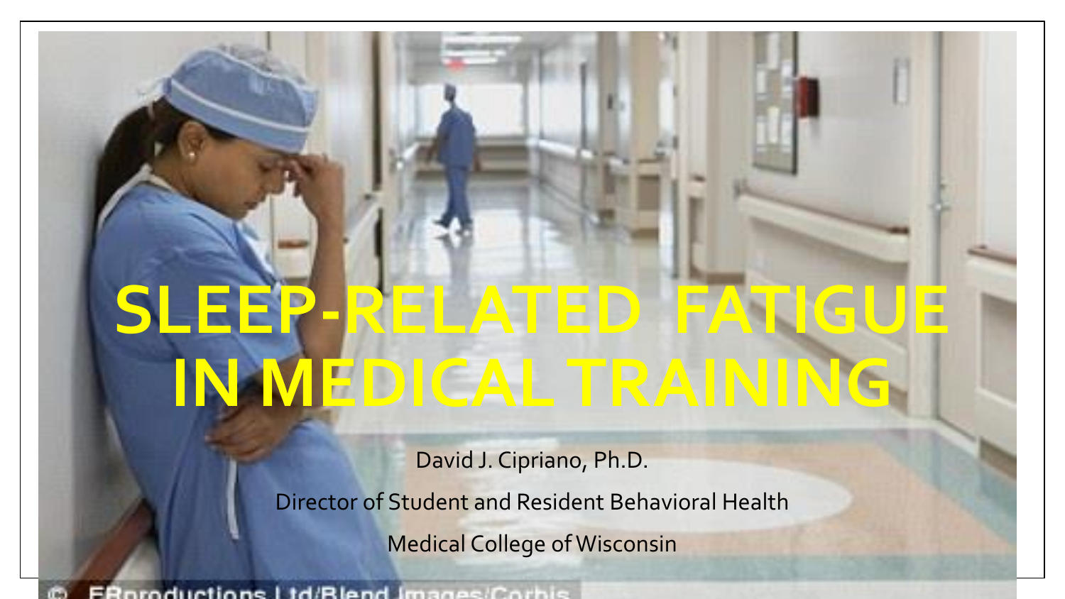# SLEEP-RELATED FATIGUE IN MEDICAL TRAINING

David J. Cipriano, Ph.D.

Director of Student and Resident Behavioral Health

Medical College of Wisconsin

© FBproductions Ltd/Blend Images/Corbis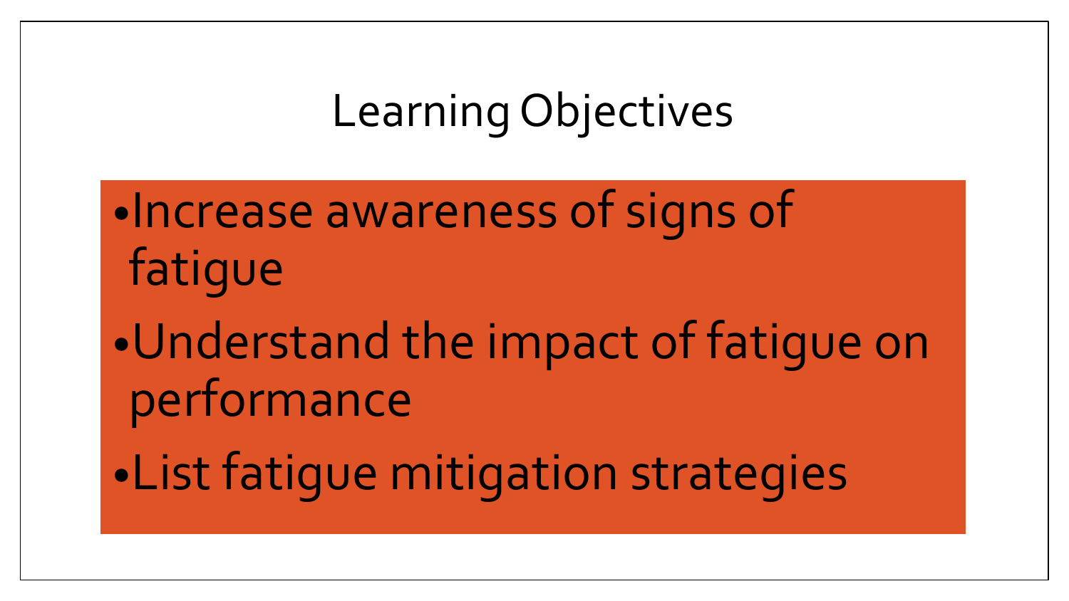# Learning Objectives

- Increase awareness of signs of fatigue
- Understand the impact of fatigue on performance
- List fatigue mitigation strategies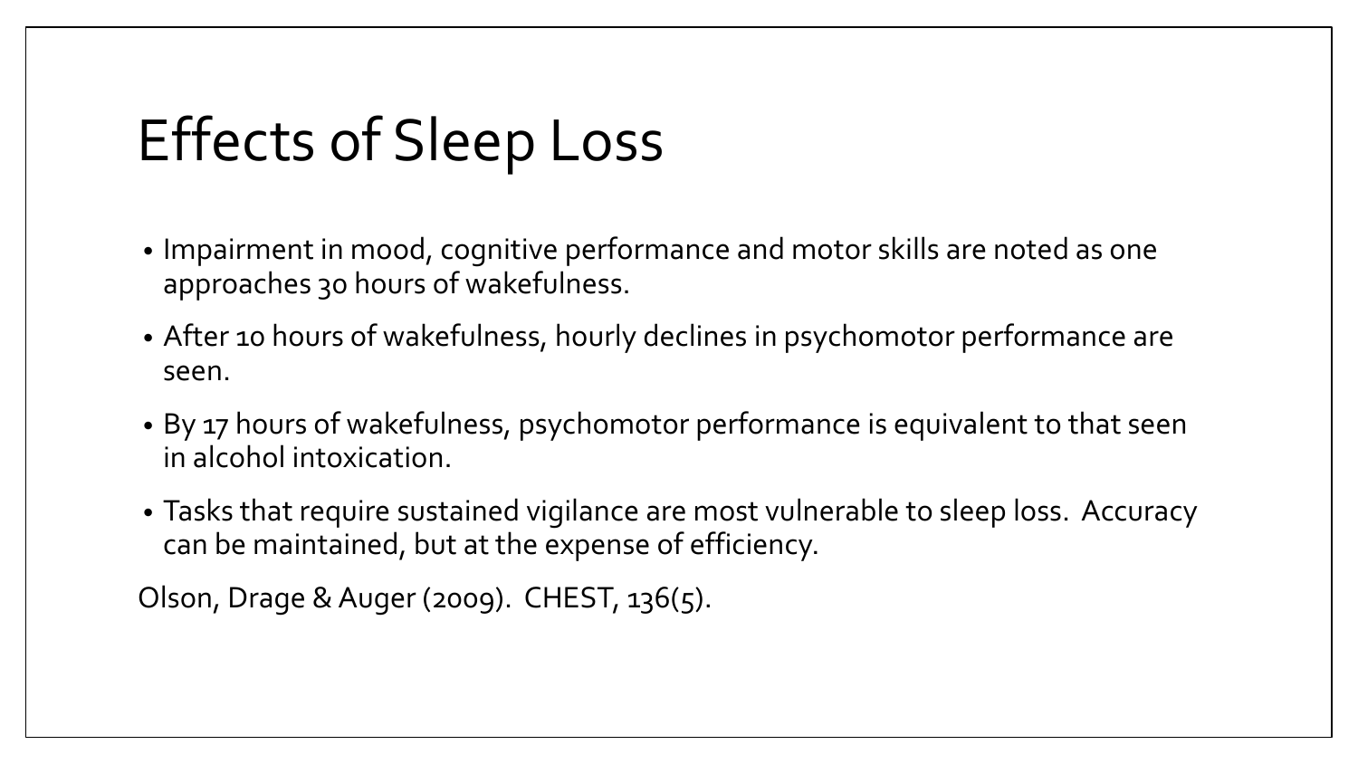# Effects of Sleep Loss

- Impairment in mood, cognitive performance and motor skills are noted as one approaches 30 hours of wakefulness.
- After 10 hours of wakefulness, hourly declines in psychomotor performance are seen.
- By 17 hours of wakefulness, psychomotor performance is equivalent to that seen in alcohol intoxication.
- Tasks that require sustained vigilance are most vulnerable to sleep loss. Accuracy can be maintained, but at the expense of efficiency.

Olson, Drage & Auger (2009). CHEST, 136(5).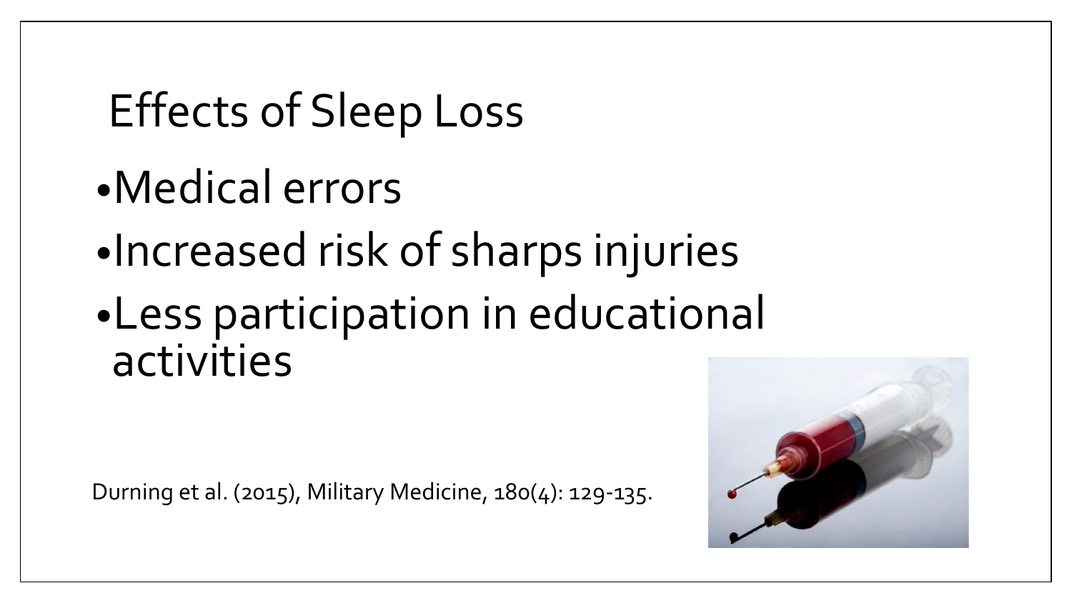# Effects of Sleep Loss

- Medical errors
- Increased risk of sharps injuries
- Less participation in educational activities

Durning et al. (2015), Military Medicine, 180(4): 129-135.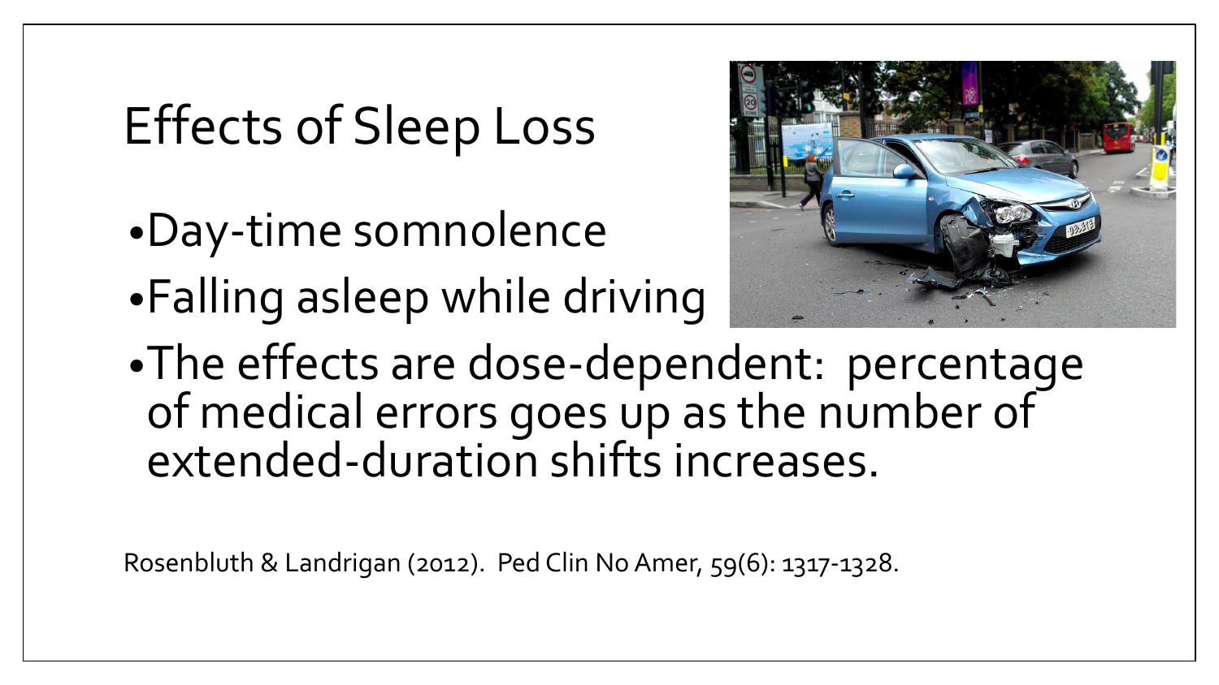# Effects of Sleep Loss

- Day-time somnolence
- Falling asleep while driving
- The effects are dose-dependent: percentage of medical errors goes up as the number of extended-duration shifts increases.

Rosenbluth & Landrigan (2012). Ped Clin No Amer, 59(6): 1317-1328.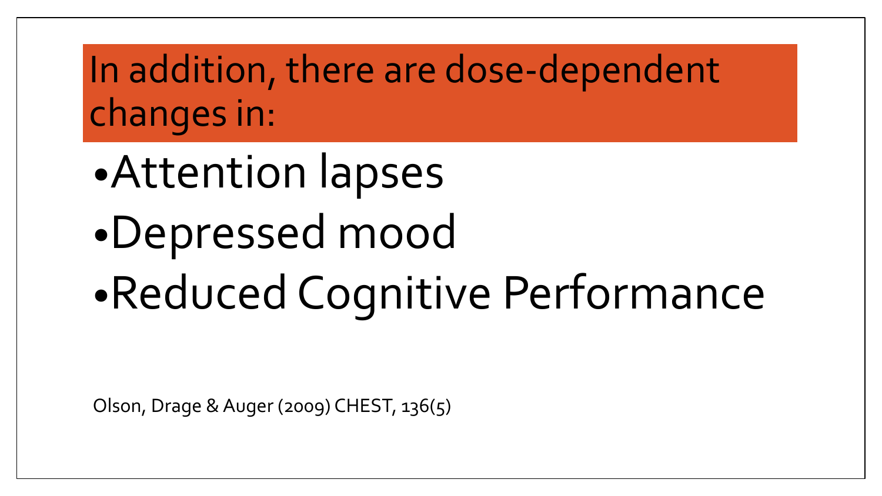# In addition, there are dose-dependent changes in:

- Attention lapses
- Depressed mood
- Reduced Cognitive Performance

Olson, Drage & Auger (2009) CHEST, 136(5)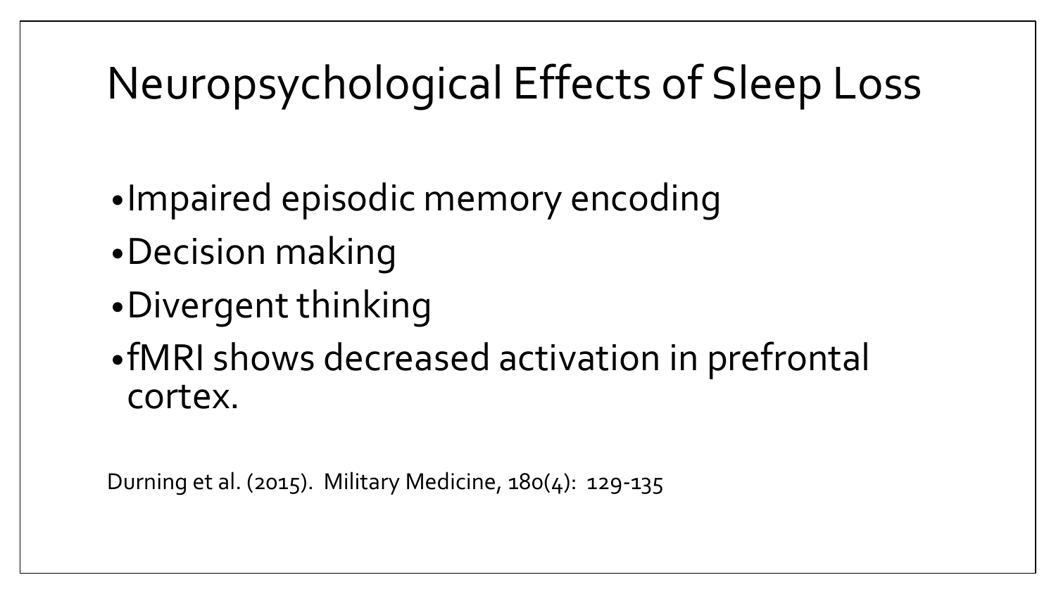# Neuropsychological Effects of Sleep Loss

- Impaired episodic memory encoding
- Decision making
- Divergent thinking
- fMRI shows decreased activation in prefrontal cortex.

Durning et al. (2015). Military Medicine, 180(4): 129-135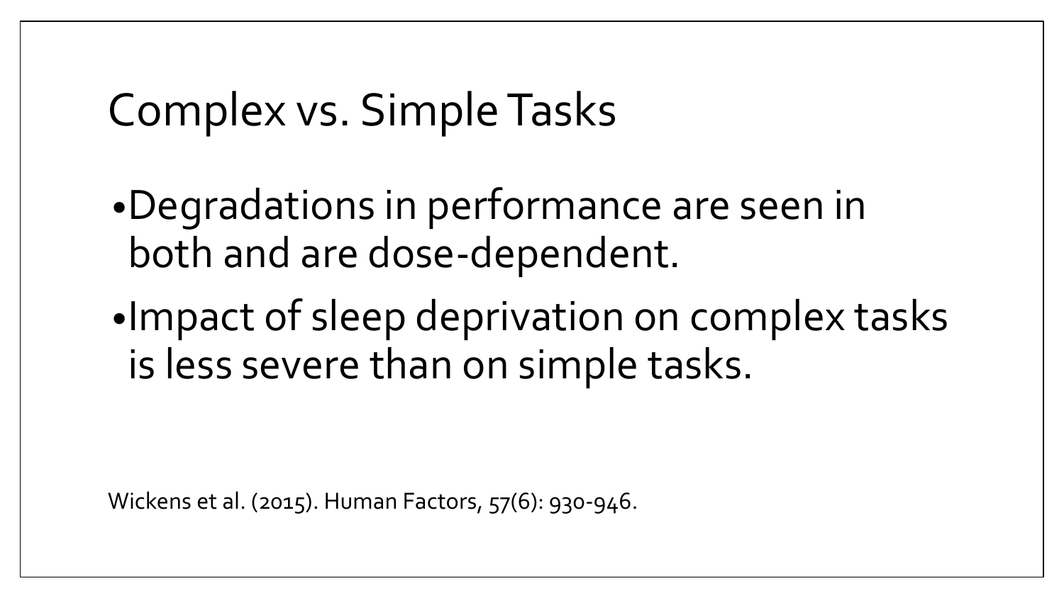# Complex vs. Simple Tasks

- Degradations in performance are seen in both and are dose-dependent.
- Impact of sleep deprivation on complex tasks is less severe than on simple tasks.

Wickens et al. (2015). Human Factors, 57(6): 930-946.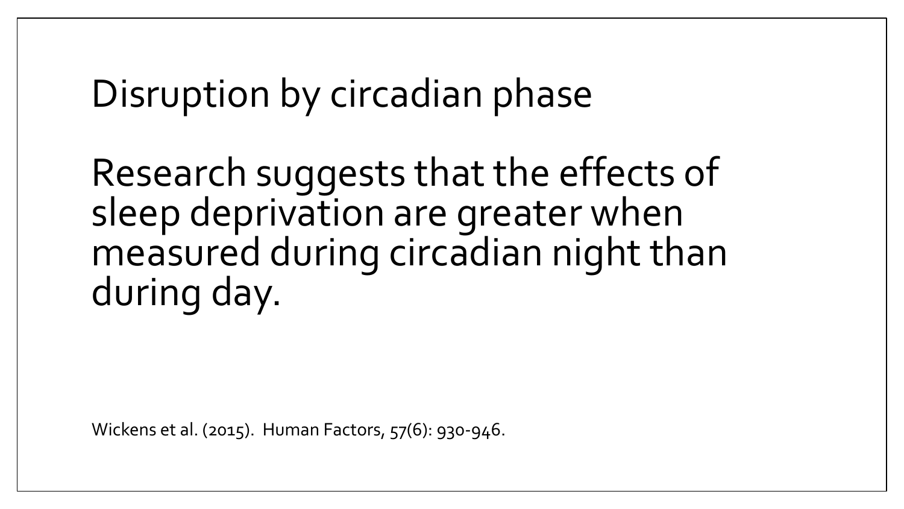# Disruption by circadian phase

Research suggests that the effects of sleep deprivation are greater when measured during circadian night than during day.

Wickens et al. (2015). Human Factors, 57(6): 930-946.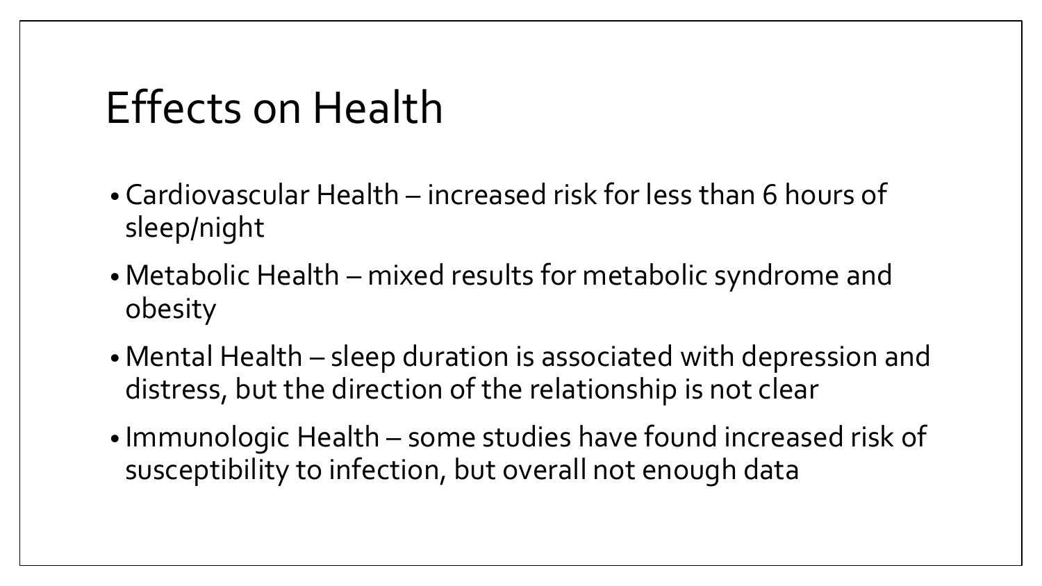# Effects on Health

- Cardiovascular Health – increased risk for less than 6 hours of sleep/night
- Metabolic Health – mixed results for metabolic syndrome and obesity
- Mental Health – sleep duration is associated with depression and distress, but the direction of the relationship is not clear
- Immunologic Health – some studies have found increased risk of susceptibility to infection, but overall not enough data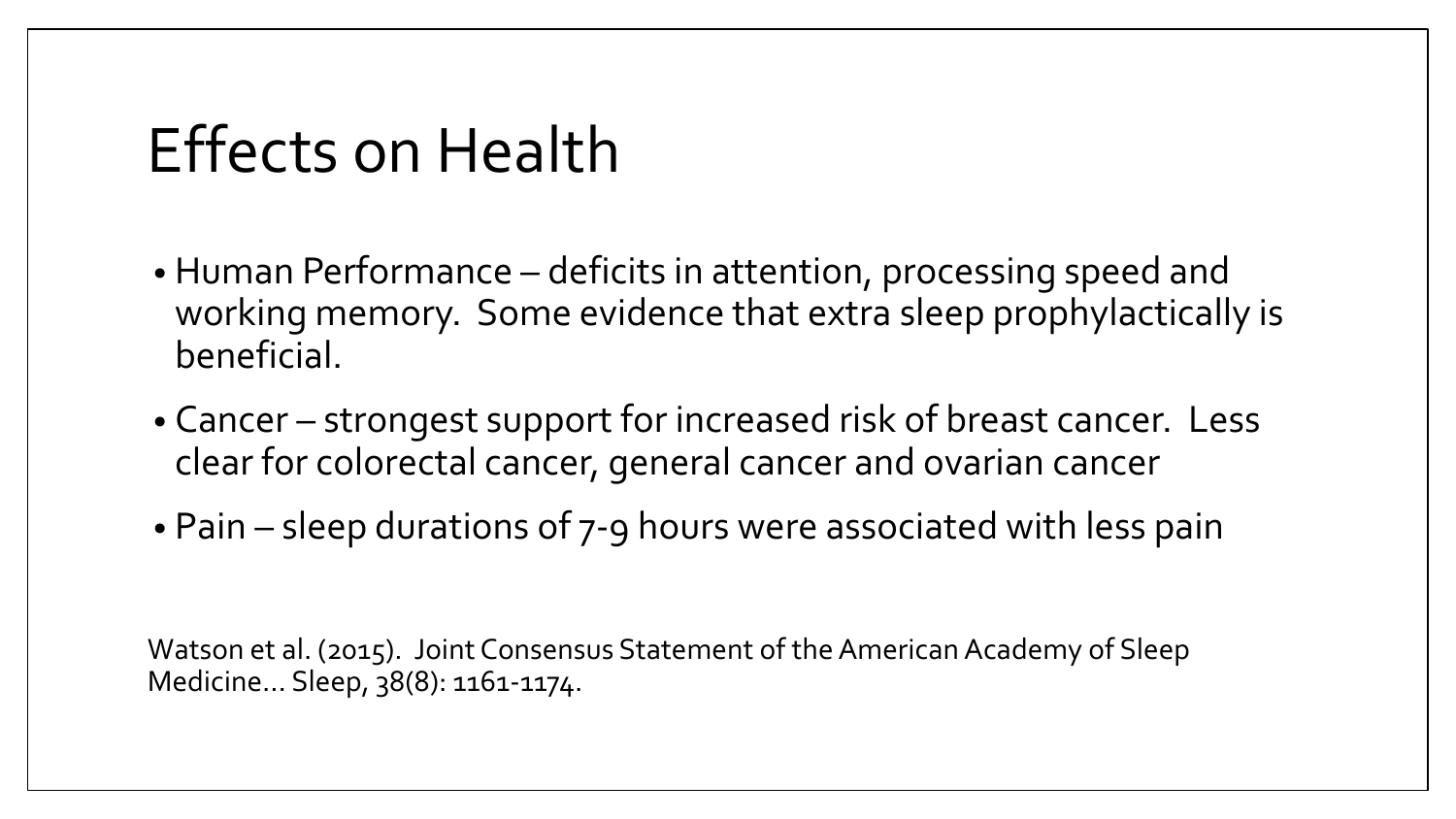# Effects on Health

- Human Performance – deficits in attention, processing speed and working memory. Some evidence that extra sleep prophylactically is beneficial.
- Cancer – strongest support for increased risk of breast cancer. Less clear for colorectal cancer, general cancer and ovarian cancer
- Pain – sleep durations of 7-9 hours were associated with less pain

Watson et al. (2015). Joint Consensus Statement of the American Academy of Sleep Medicine… Sleep, 38(8): 1161-1174.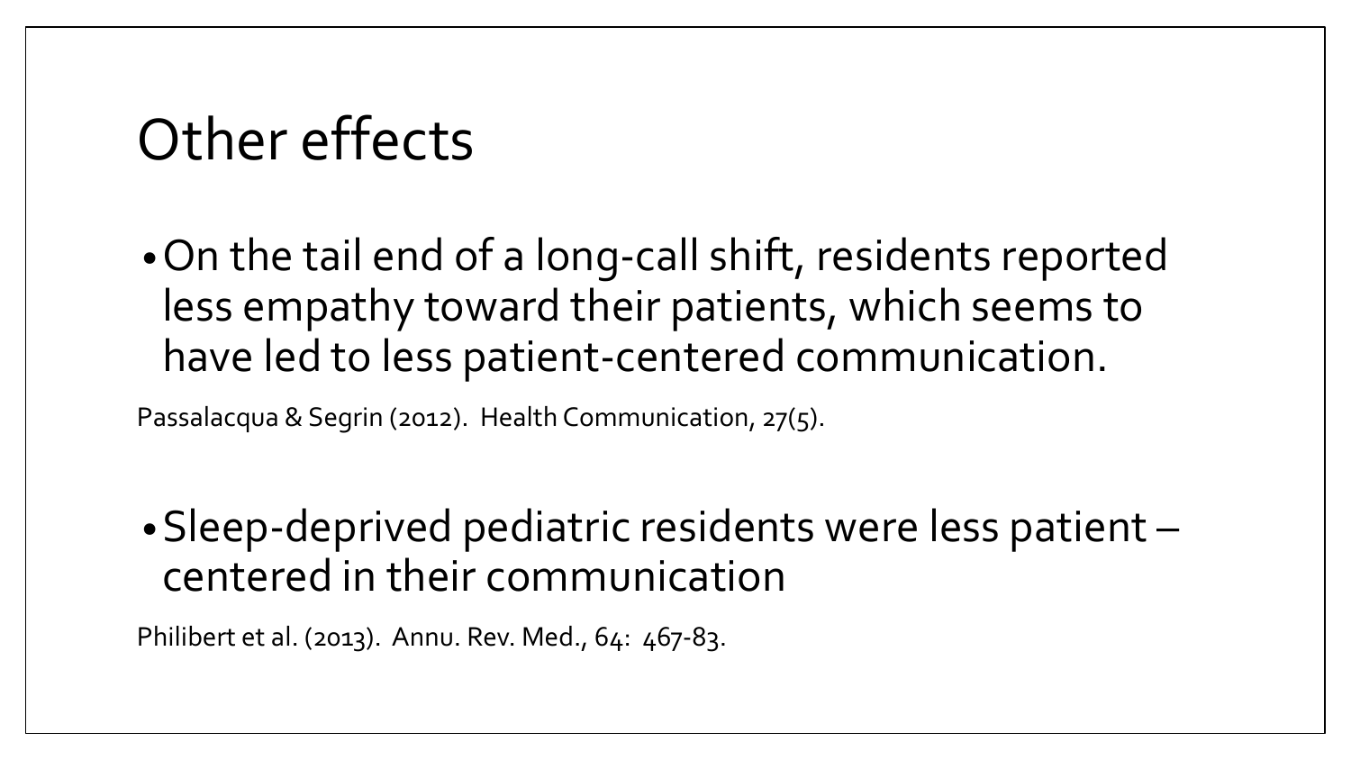# Other effects

- On the tail end of a long-call shift, residents reported less empathy toward their patients, which seems to have led to less patient-centered communication.

Passalacqua & Segrin (2012). Health Communication, 27(5).

- Sleep-deprived pediatric residents were less patient – centered in their communication

Philibert et al. (2013). Annu. Rev. Med., 64: 467-83.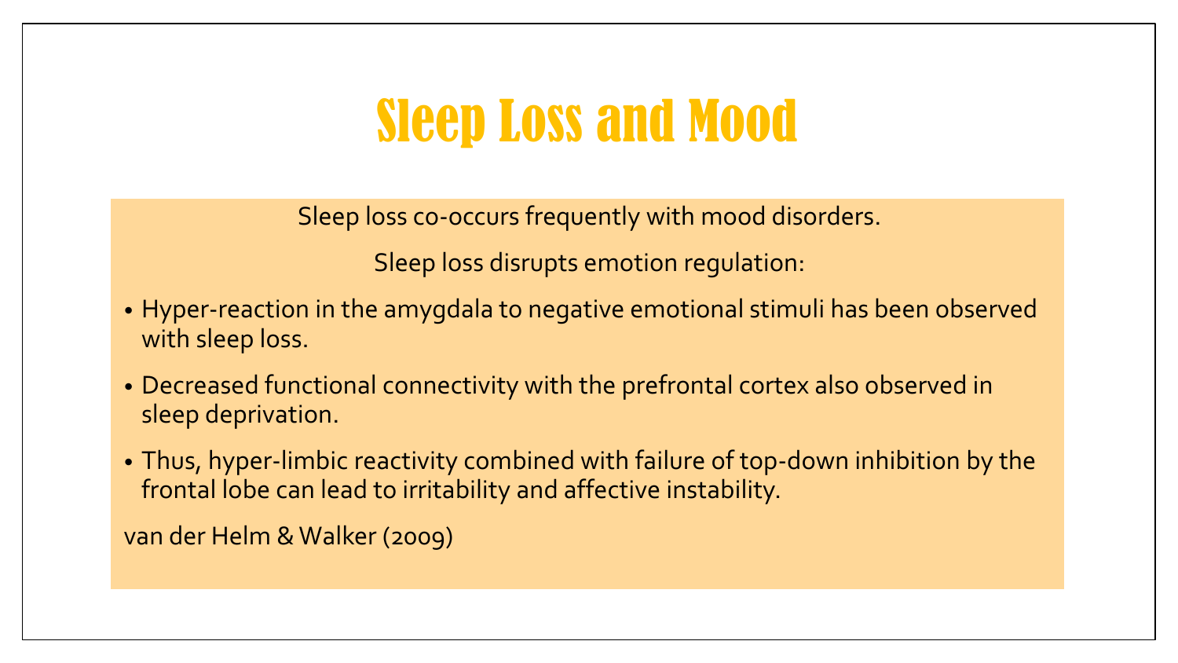# Sleep Loss and Mood

Sleep loss co-occurs frequently with mood disorders.

Sleep loss disrupts emotion regulation:

- Hyper-reaction in the amygdala to negative emotional stimuli has been observed with sleep loss.
- Decreased functional connectivity with the prefrontal cortex also observed in sleep deprivation.
- Thus, hyper-limbic reactivity combined with failure of top-down inhibition by the frontal lobe can lead to irritability and affective instability.

van der Helm & Walker (2009)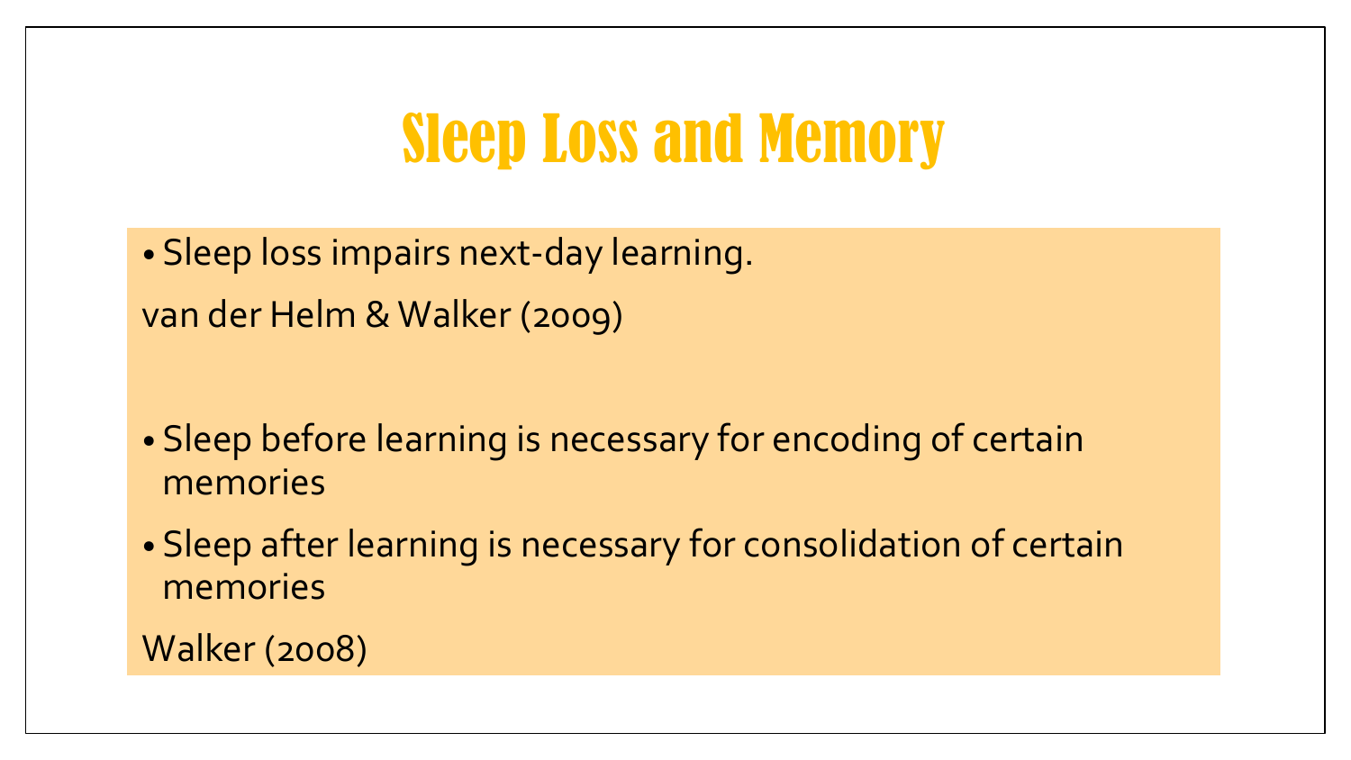# Sleep Loss and Memory

- Sleep loss impairs next-day learning.

van der Helm & Walker (2009)

- Sleep before learning is necessary for encoding of certain memories
- Sleep after learning is necessary for consolidation of certain memories

Walker (2008)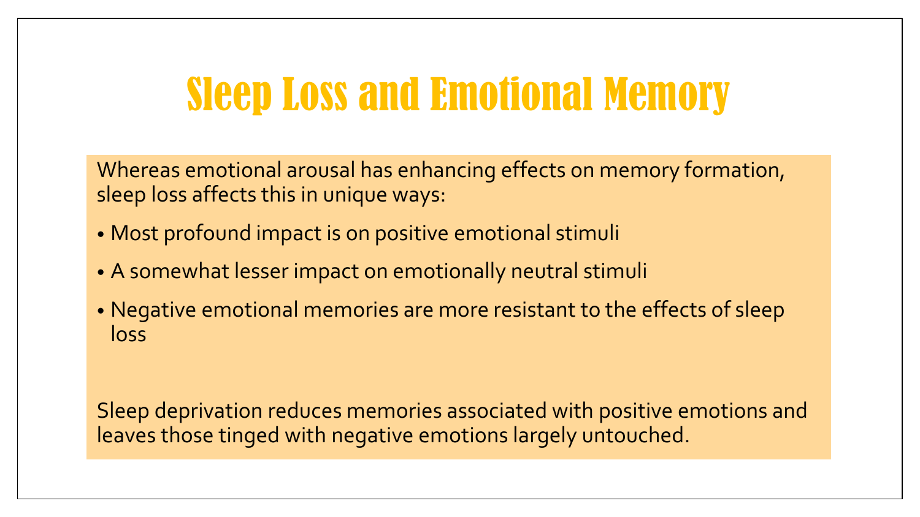# Sleep Loss and Emotional Memory

Whereas emotional arousal has enhancing effects on memory formation, sleep loss affects this in unique ways:

- Most profound impact is on positive emotional stimuli
- A somewhat lesser impact on emotionally neutral stimuli
- Negative emotional memories are more resistant to the effects of sleep loss

Sleep deprivation reduces memories associated with positive emotions and leaves those tinged with negative emotions largely untouched.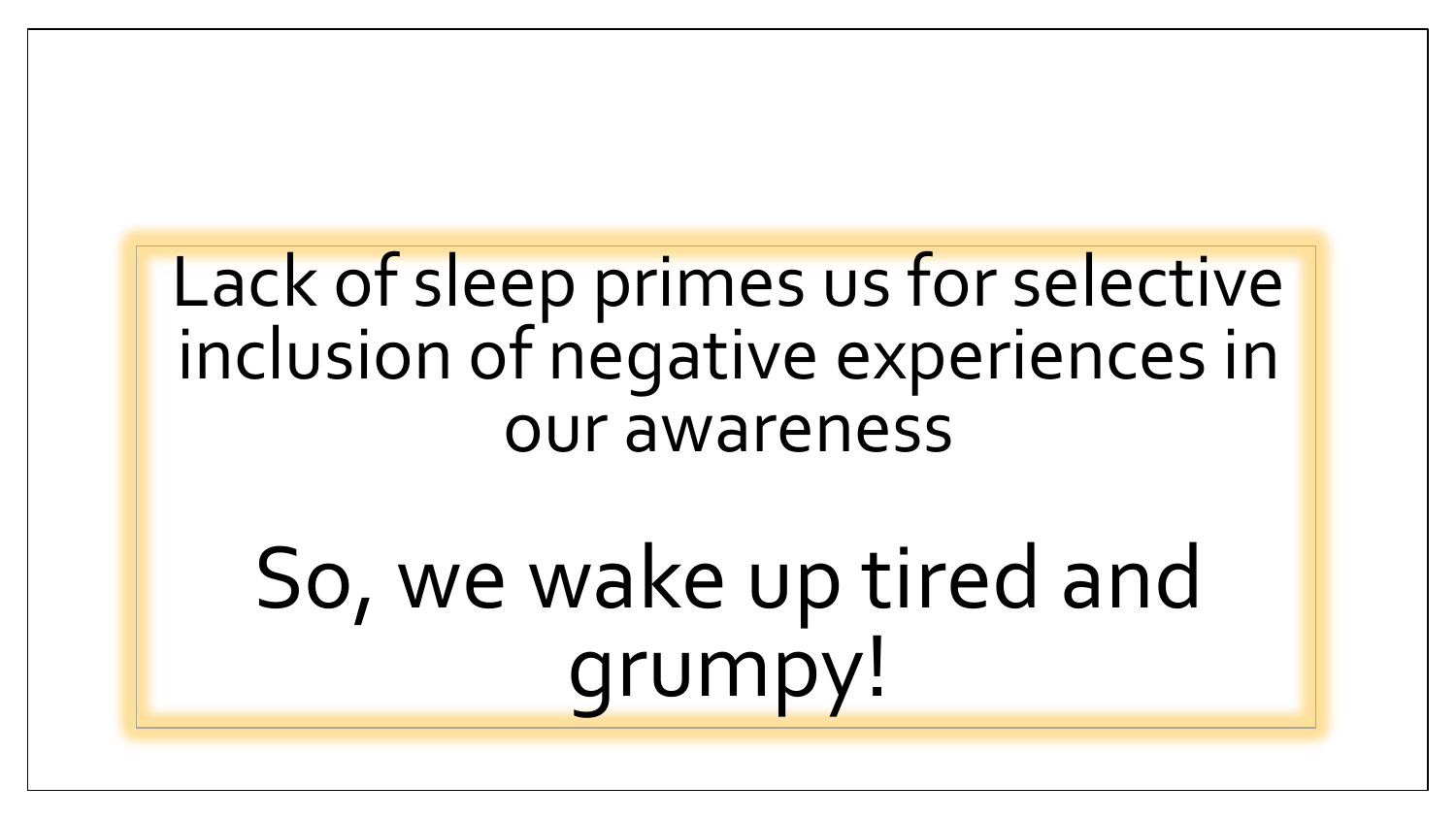Lack of sleep primes us for selective inclusion of negative experiences in our awareness

So, we wake up tired and grumpy!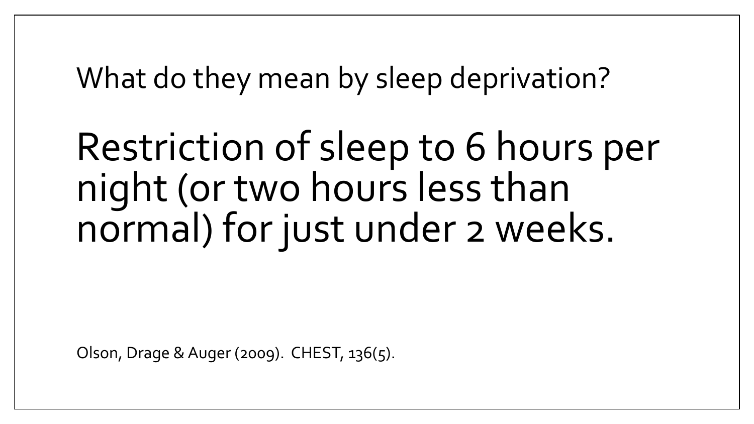# What do they mean by sleep deprivation?

## Restriction of sleep to 6 hours per night (or two hours less than normal) for just under 2 weeks.

Olson, Drage & Auger (2009). CHEST, 136(5).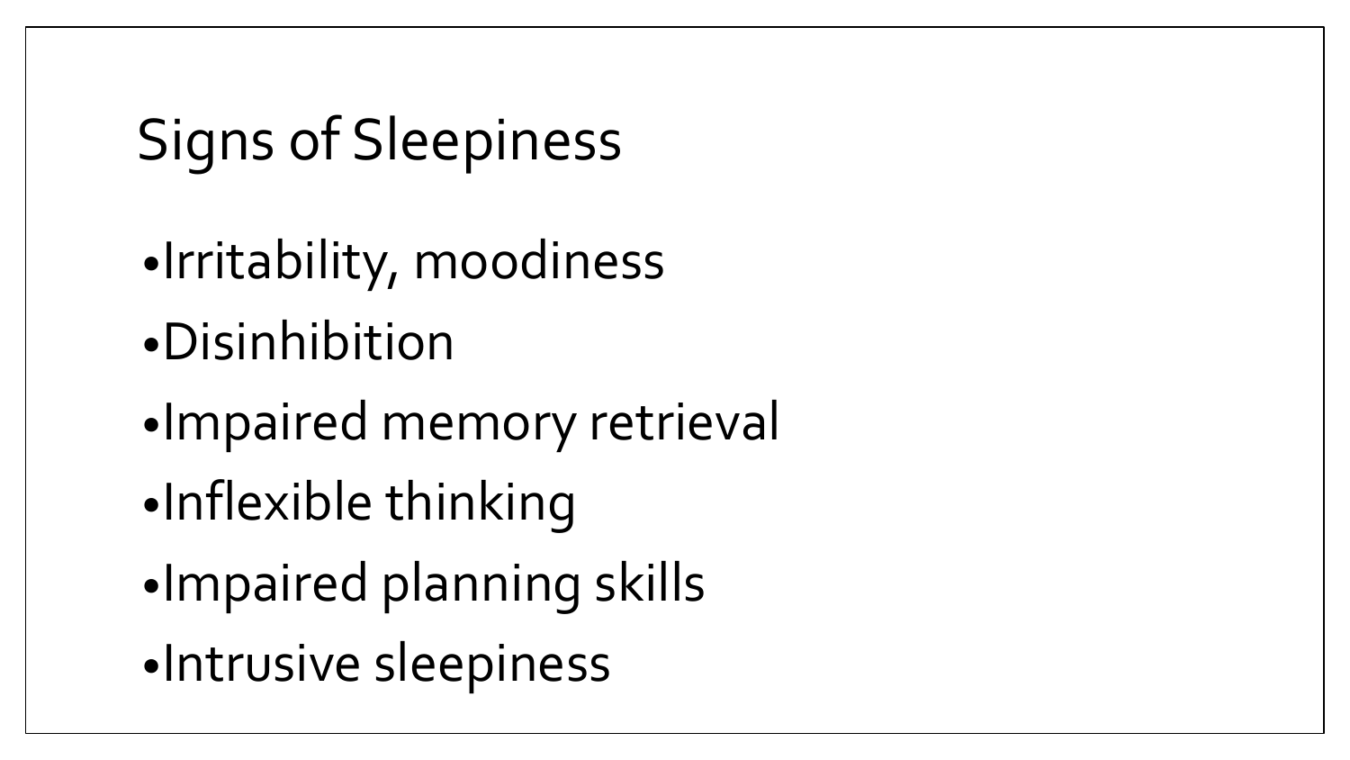# Signs of Sleepiness

- Irritability, moodiness
- Disinhibition
- Impaired memory retrieval
- Inflexible thinking
- Impaired planning skills
- Intrusive sleepiness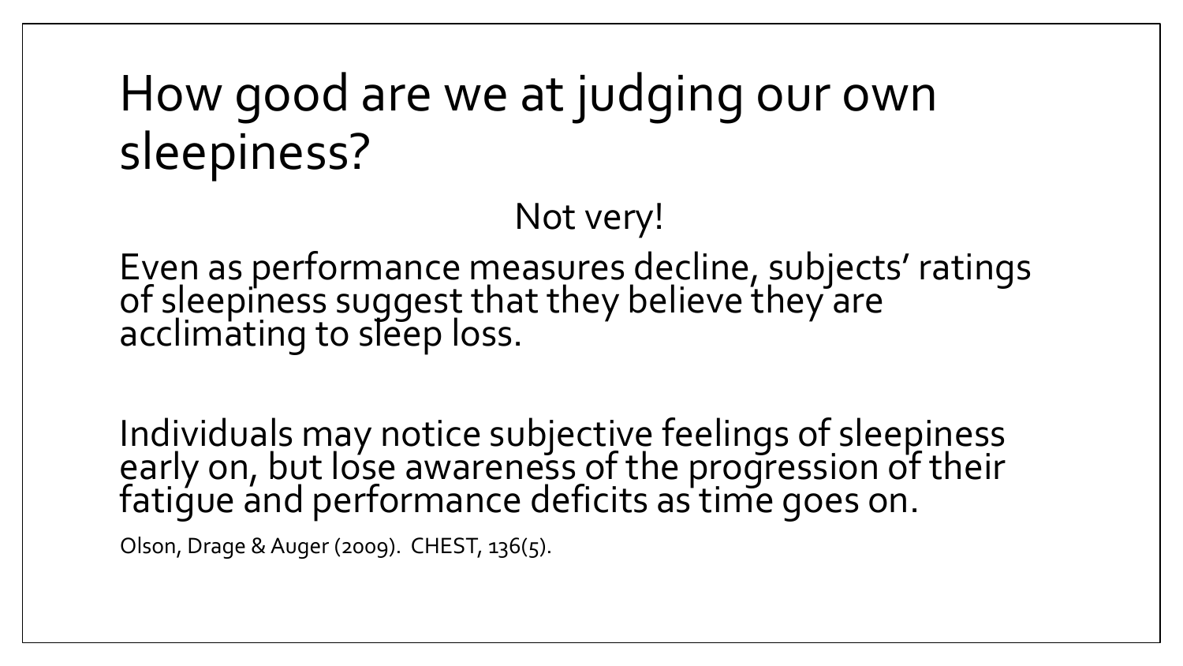# How good are we at judging our own sleepiness?

Not very!

Even as performance measures decline, subjects' ratings of sleepiness suggest that they believe they are acclimating to sleep loss.

Individuals may notice subjective feelings of sleepiness early on, but lose awareness of the progression of their fatigue and performance deficits as time goes on.

Olson, Drage & Auger (2009). CHEST, 136(5).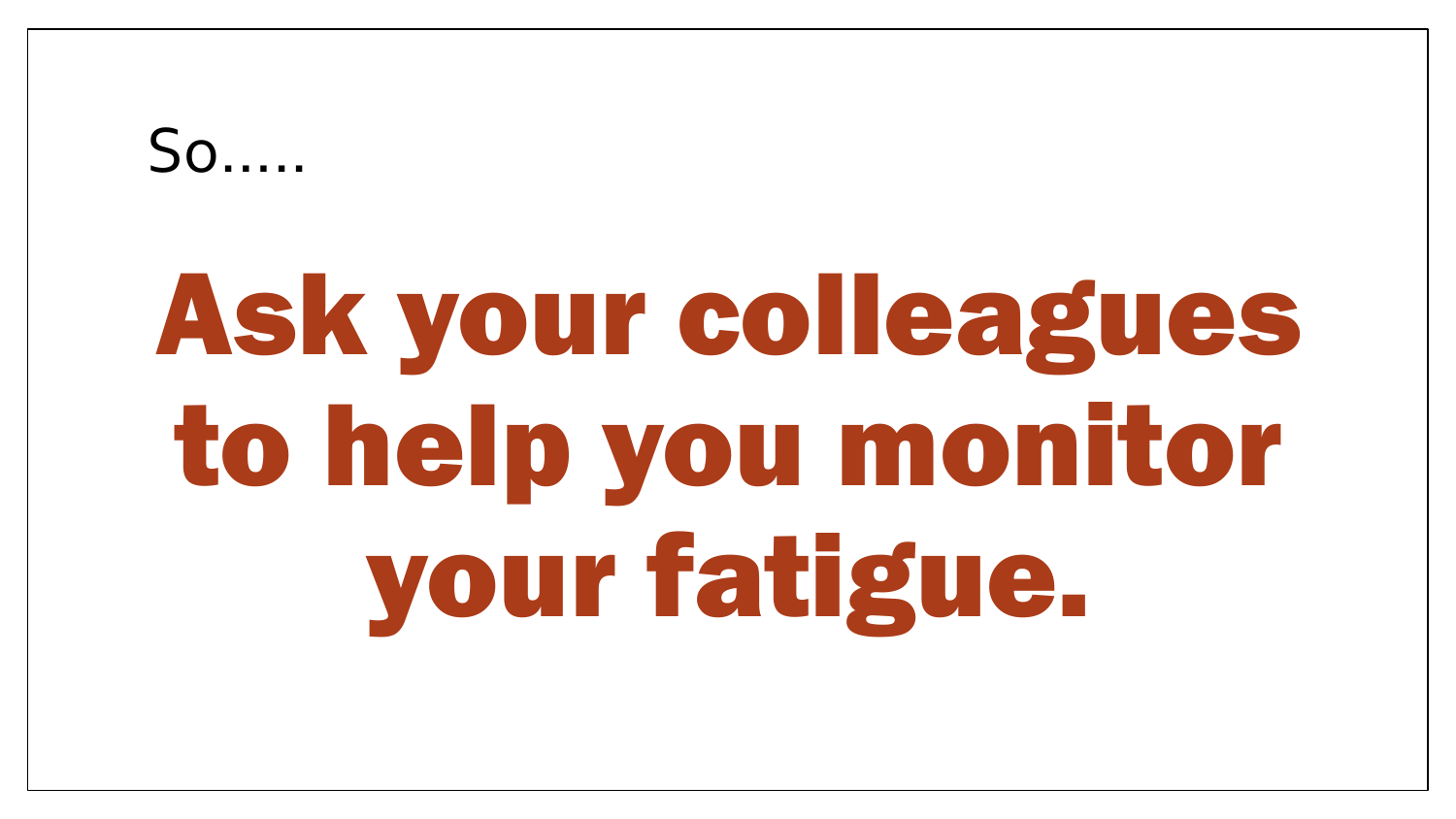So.....

# Ask your colleagues to help you monitor your fatigue.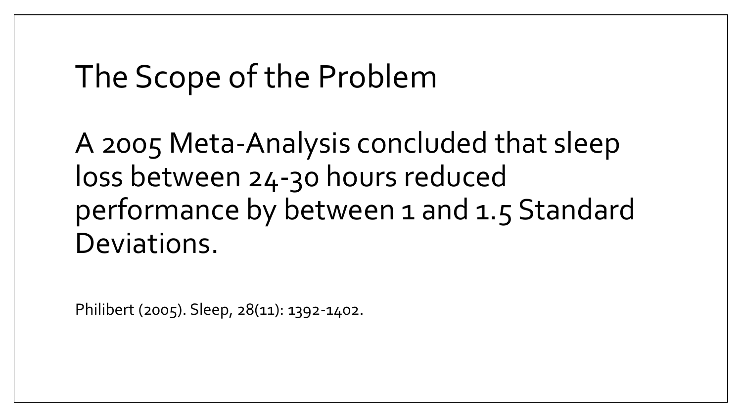# The Scope of the Problem

A 2005 Meta-Analysis concluded that sleep loss between 24-30 hours reduced performance by between 1 and 1.5 Standard Deviations.

Philibert (2005). Sleep, 28(11): 1392-1402.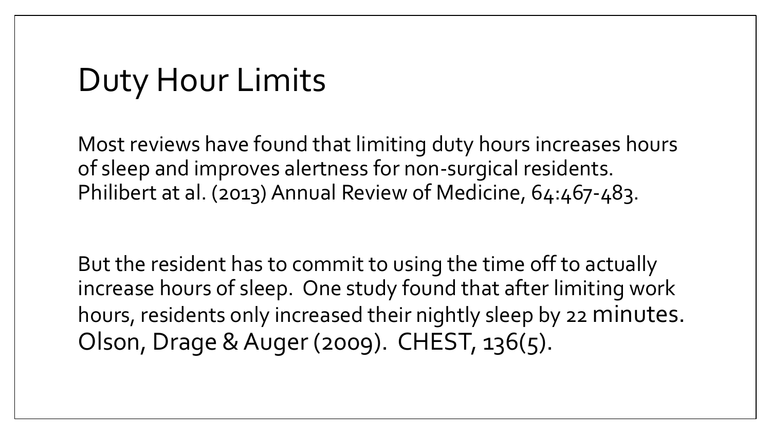# Duty Hour Limits

Most reviews have found that limiting duty hours increases hours of sleep and improves alertness for non-surgical residents. Philibert at al. (2013) Annual Review of Medicine, 64:467-483.

But the resident has to commit to using the time off to actually increase hours of sleep. One study found that after limiting work hours, residents only increased their nightly sleep by 22 minutes. Olson, Drage & Auger (2009). CHEST, 136(5).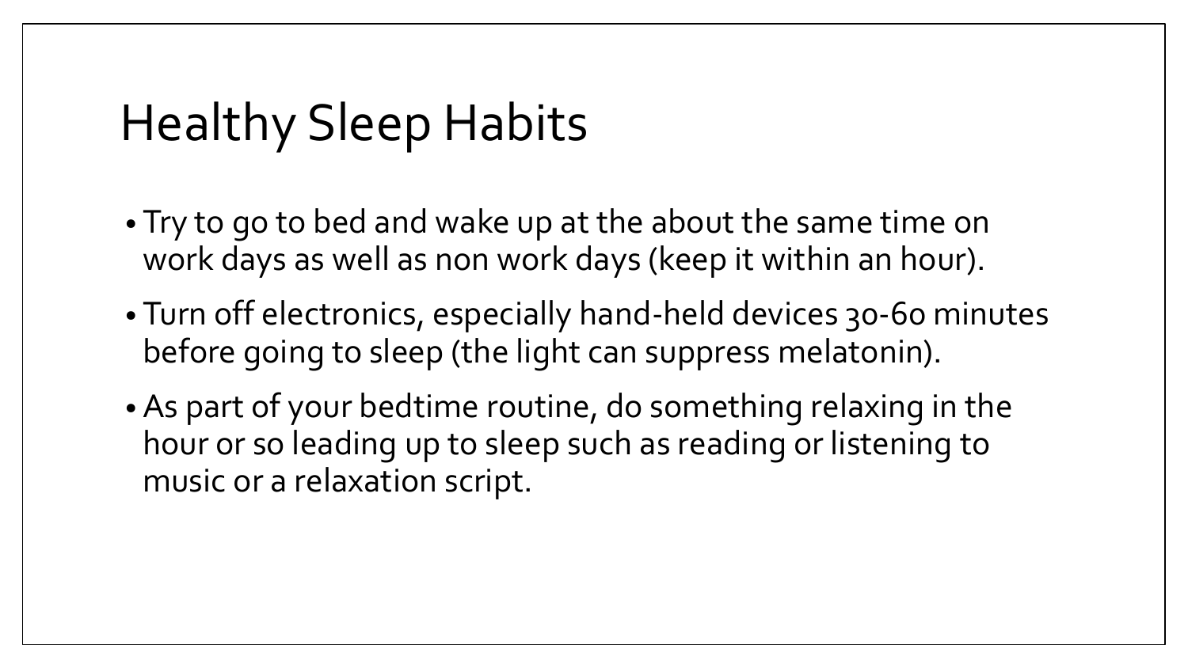# Healthy Sleep Habits

- Try to go to bed and wake up at the about the same time on work days as well as non work days (keep it within an hour).
- Turn off electronics, especially hand-held devices 30-60 minutes before going to sleep (the light can suppress melatonin).
- As part of your bedtime routine, do something relaxing in the hour or so leading up to sleep such as reading or listening to music or a relaxation script.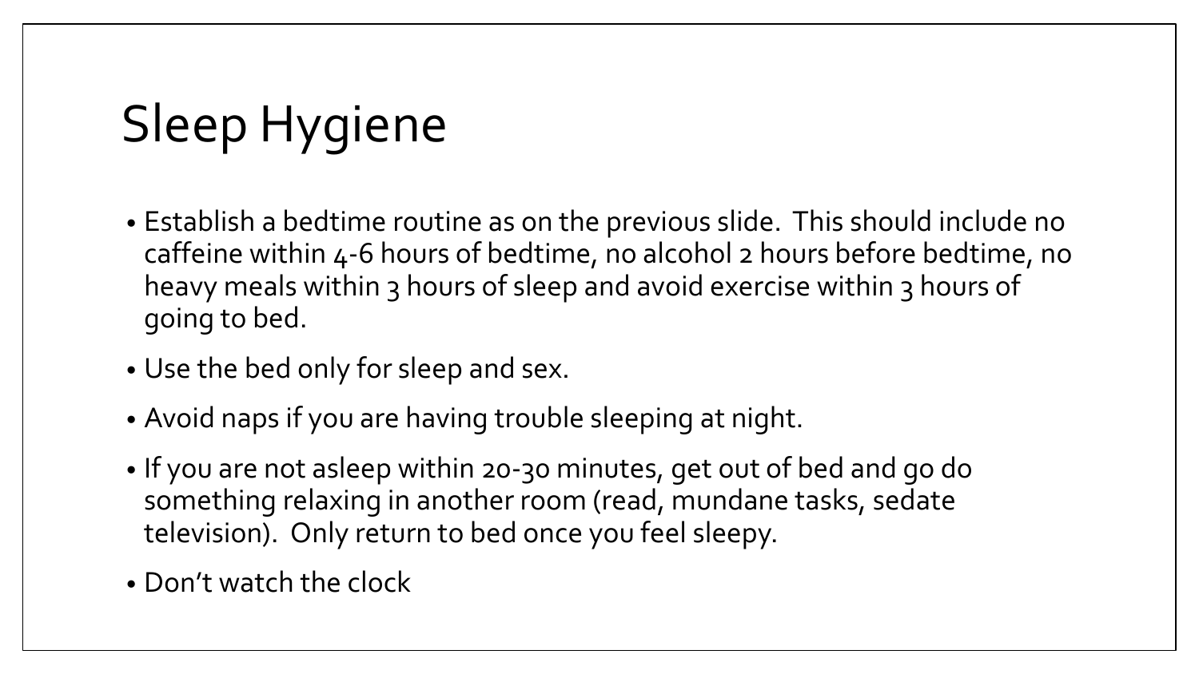# Sleep Hygiene

- Establish a bedtime routine as on the previous slide. This should include no caffeine within 4-6 hours of bedtime, no alcohol 2 hours before bedtime, no heavy meals within 3 hours of sleep and avoid exercise within 3 hours of going to bed.
- Use the bed only for sleep and sex.
- Avoid naps if you are having trouble sleeping at night.
- If you are not asleep within 20-30 minutes, get out of bed and go do something relaxing in another room (read, mundane tasks, sedate television). Only return to bed once you feel sleepy.
- Don't watch the clock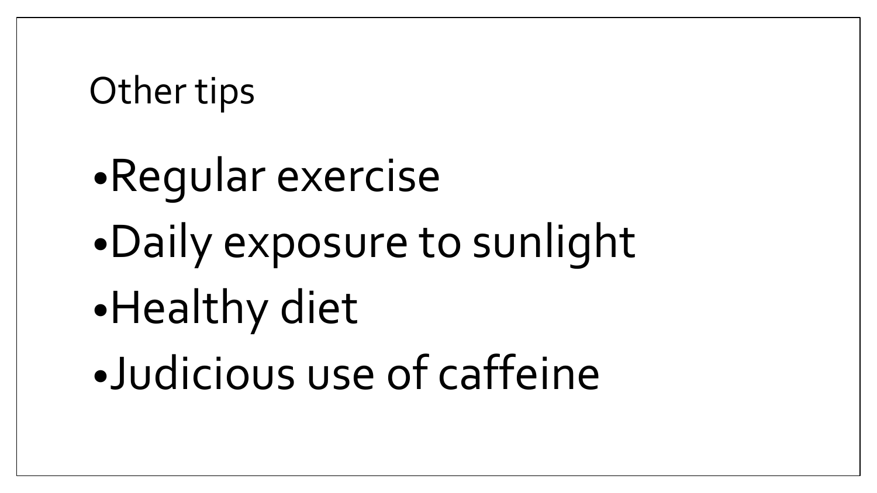# Other tips

- Regular exercise
- Daily exposure to sunlight
- Healthy diet
- Judicious use of caffeine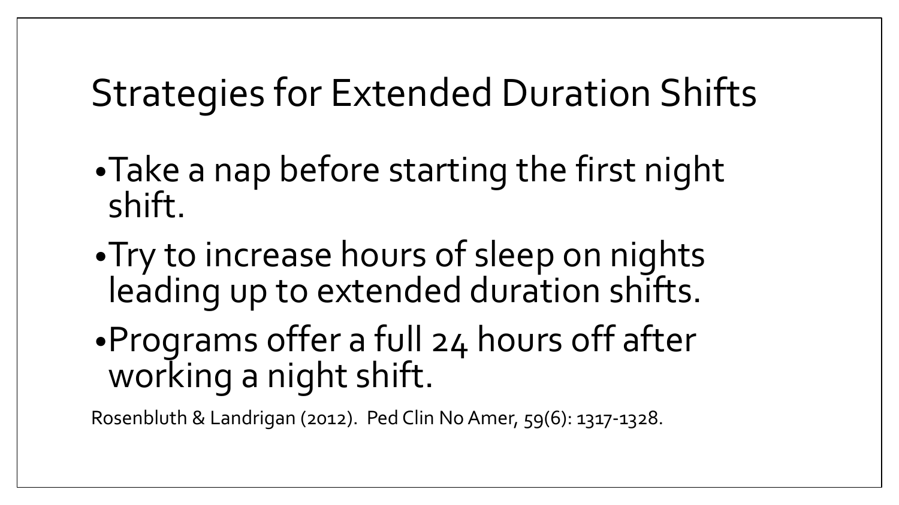# Strategies for Extended Duration Shifts

- Take a nap before starting the first night shift.
- Try to increase hours of sleep on nights leading up to extended duration shifts.
- Programs offer a full 24 hours off after working a night shift.

Rosenbluth & Landrigan (2012). Ped Clin No Amer, 59(6): 1317-1328.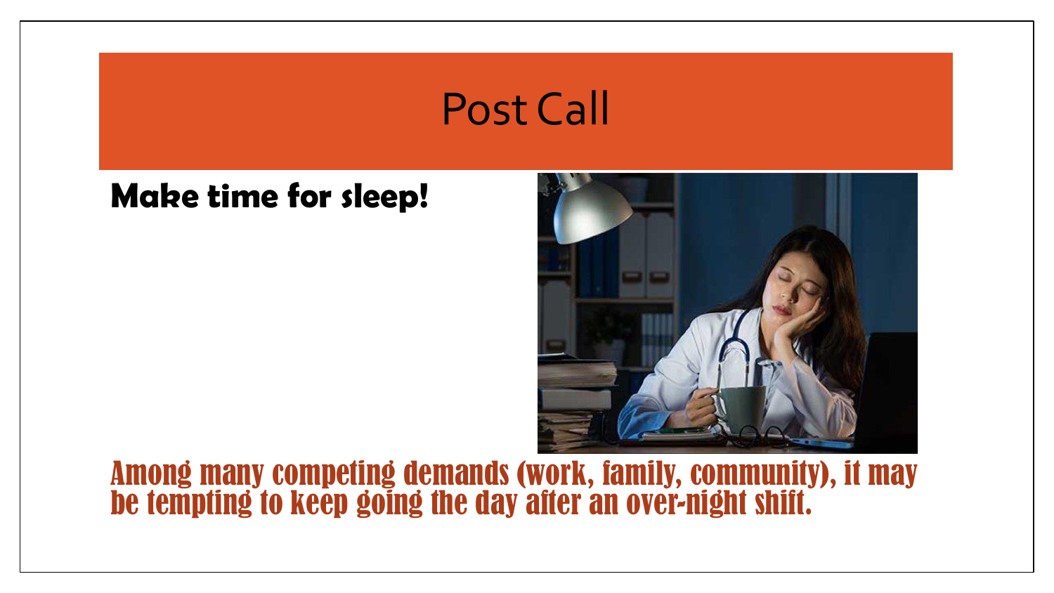# Post Call

**Make time for sleep!**

Among many competing demands (work, family, community), it may be tempting to keep going the day after an over-night shift.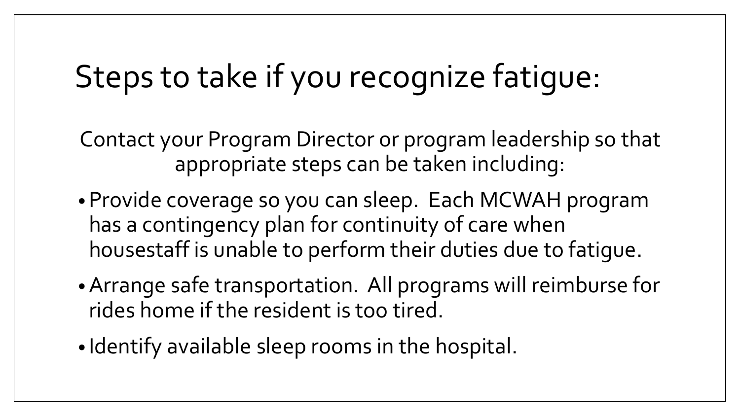# Steps to take if you recognize fatigue:

Contact your Program Director or program leadership so that appropriate steps can be taken including:

- Provide coverage so you can sleep. Each MCWAH program has a contingency plan for continuity of care when housestaff is unable to perform their duties due to fatigue.
- Arrange safe transportation. All programs will reimburse for rides home if the resident is too tired.
- Identify available sleep rooms in the hospital.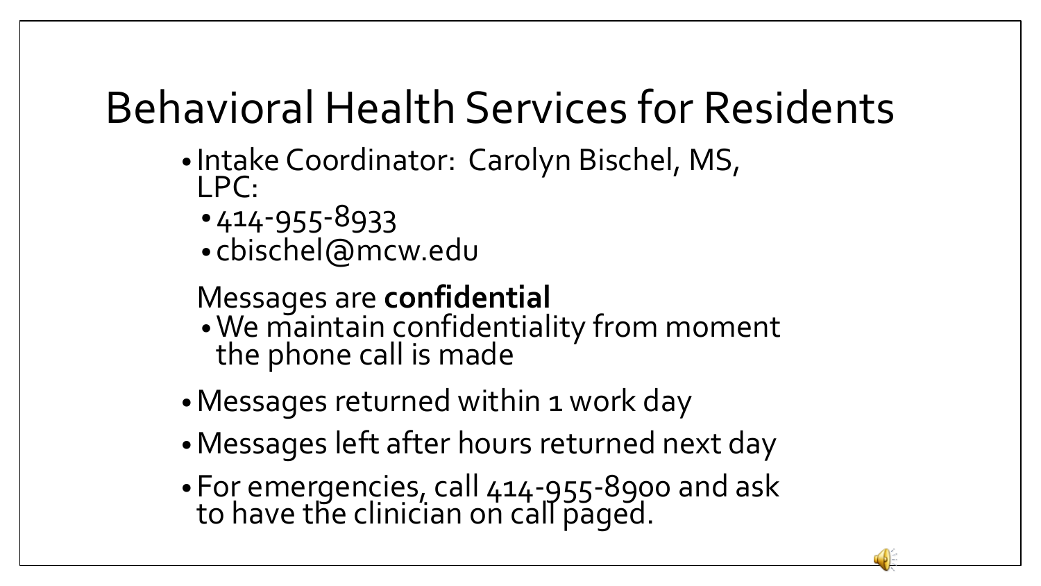# Behavioral Health Services for Residents

- Intake Coordinator: Carolyn Bischel, MS, LPC:
  - 414-955-8933
  - cbischel@mcw.edu

  Messages are **confidential**
  - We maintain confidentiality from moment the phone call is made
- Messages returned within 1 work day
- Messages left after hours returned next day
- For emergencies, call 414-955-8900 and ask to have the clinician on call paged.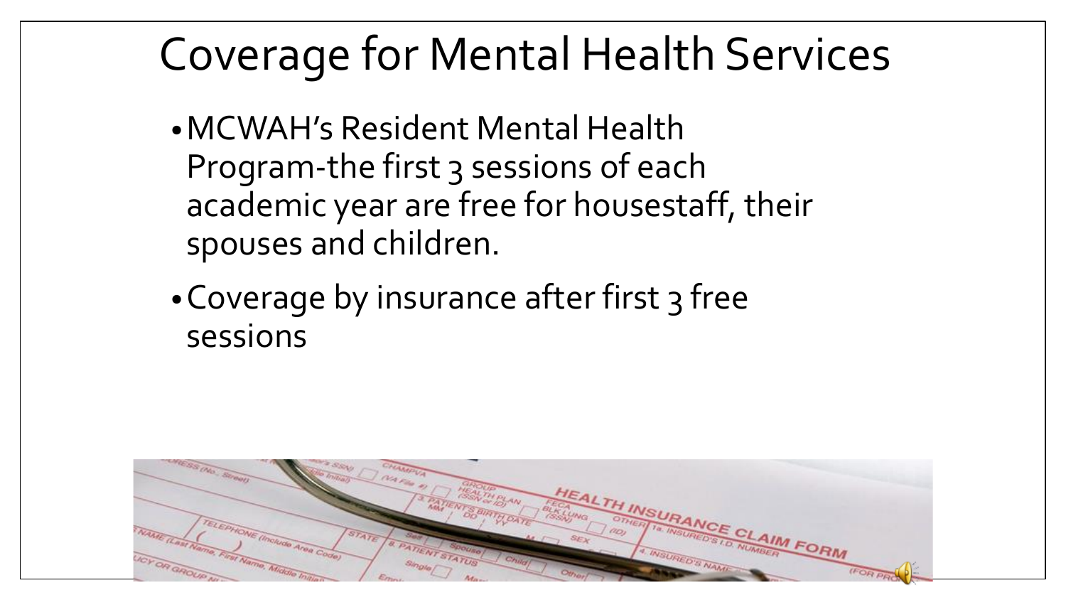# Coverage for Mental Health Services

- MCWAH's Resident Mental Health Program-the first 3 sessions of each academic year are free for housestaff, their spouses and children.
- Coverage by insurance after first 3 free sessions